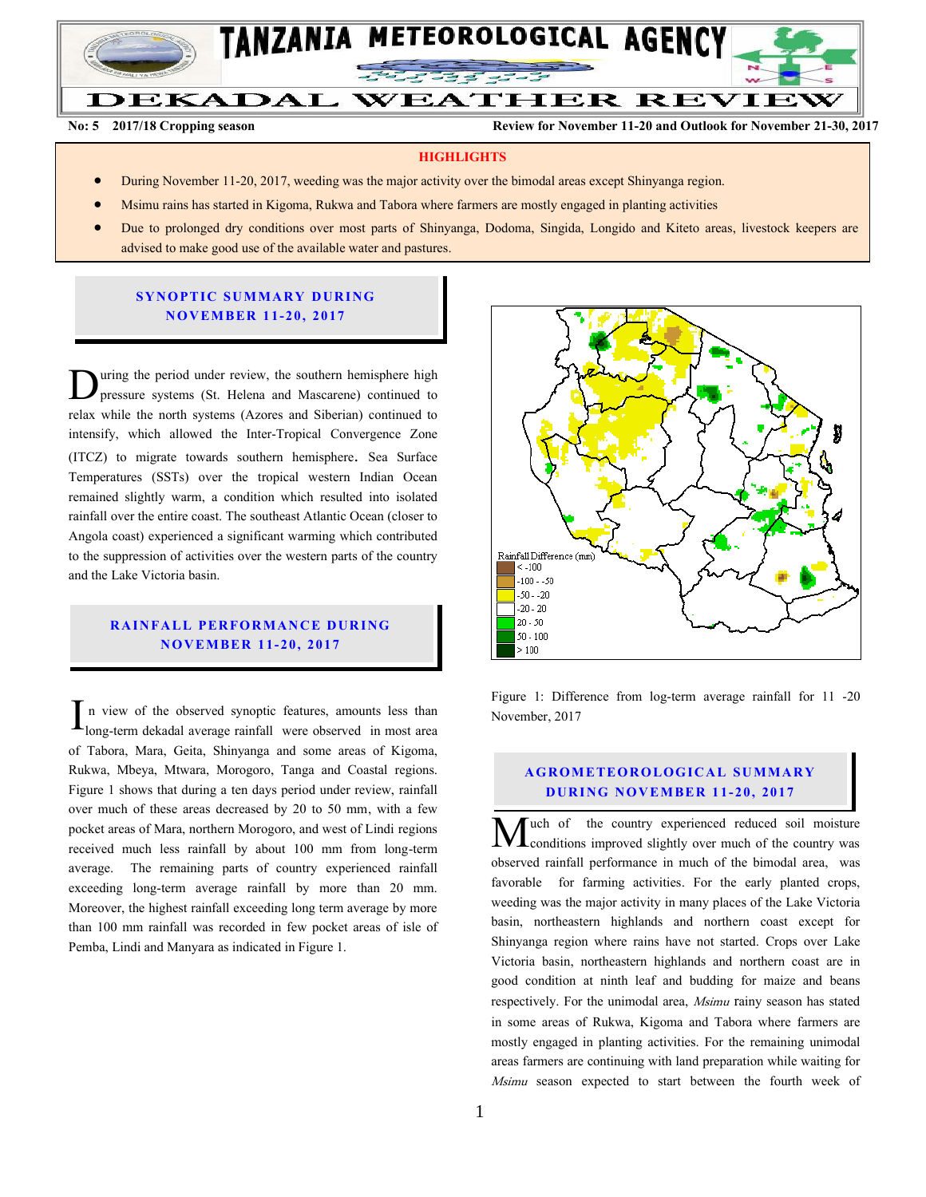# TANZANIA METEOROLOGICAL AGENCY

# DEKADAL WEATHER REVIEW

**No: 5 2017/18 Cropping season** **Review for November 11-20 and Outlook for November 21-30, 2017**

**HIGHLIGHTS**

- During November 11-20, 2017, weeding was the major activity over the bimodal areas except Shinyanga region.
- Msimu rains has started in Kigoma, Rukwa and Tabora where farmers are mostly engaged in planting activities
- Due to prolonged dry conditions over most parts of Shinyanga, Dodoma, Singida, Longido and Kiteto areas, livestock keepers are advised to make good use of the available water and pastures.

## SYNOPTIC SUMMARY DURING NOVEMBER 11-20, 2017

During the period under review, the southern hemisphere high pressure systems (St. Helena and Mascarene) continued to relax while the north systems (Azores and Siberian) continued to intensify, which allowed the Inter-Tropical Convergence Zone (ITCZ) to migrate towards southern hemisphere. Sea Surface Temperatures (SSTs) over the tropical western Indian Ocean remained slightly warm, a condition which resulted into isolated rainfall over the entire coast. The southeast Atlantic Ocean (closer to Angola coast) experienced a significant warming which contributed to the suppression of activities over the western parts of the country and the Lake Victoria basin.

## RAINFALL PERFORMANCE DURING NOVEMBER 11-20, 2017

In view of the observed synoptic features, amounts less than long-term dekadal average rainfall were observed in most area of Tabora, Mara, Geita, Shinyanga and some areas of Kigoma, Rukwa, Mbeya, Mtwara, Morogoro, Tanga and Coastal regions. Figure 1 shows that during a ten days period under review, rainfall over much of these areas decreased by 20 to 50 mm, with a few pocket areas of Mara, northern Morogoro, and west of Lindi regions received much less rainfall by about 100 mm from long-term average. The remaining parts of country experienced rainfall exceeding long-term average rainfall by more than 20 mm. Moreover, the highest rainfall exceeding long term average by more than 100 mm rainfall was recorded in few pocket areas of isle of Pemba, Lindi and Manyara as indicated in Figure 1.

Rainfall Difference (mm)
- < -100
- -100 - -50
- -50 - -20
- -20 - 20
- 20 - 50
- 50 - 100
- > 100

Figure 1: Difference from log-term average rainfall for 11 -20 November, 2017

## AGROMETEOROLOGICAL SUMMARY DURING NOVEMBER 11-20, 2017

Much of the country experienced reduced soil moisture conditions improved slightly over much of the country was observed rainfall performance in much of the bimodal area, was favorable for farming activities. For the early planted crops, weeding was the major activity in many places of the Lake Victoria basin, northeastern highlands and northern coast except for Shinyanga region where rains have not started. Crops over Lake Victoria basin, northeastern highlands and northern coast are in good condition at ninth leaf and budding for maize and beans respectively. For the unimodal area, *Msimu* rainy season has stated in some areas of Rukwa, Kigoma and Tabora where farmers are mostly engaged in planting activities. For the remaining unimodal areas farmers are continuing with land preparation while waiting for *Msimu* season expected to start between the fourth week of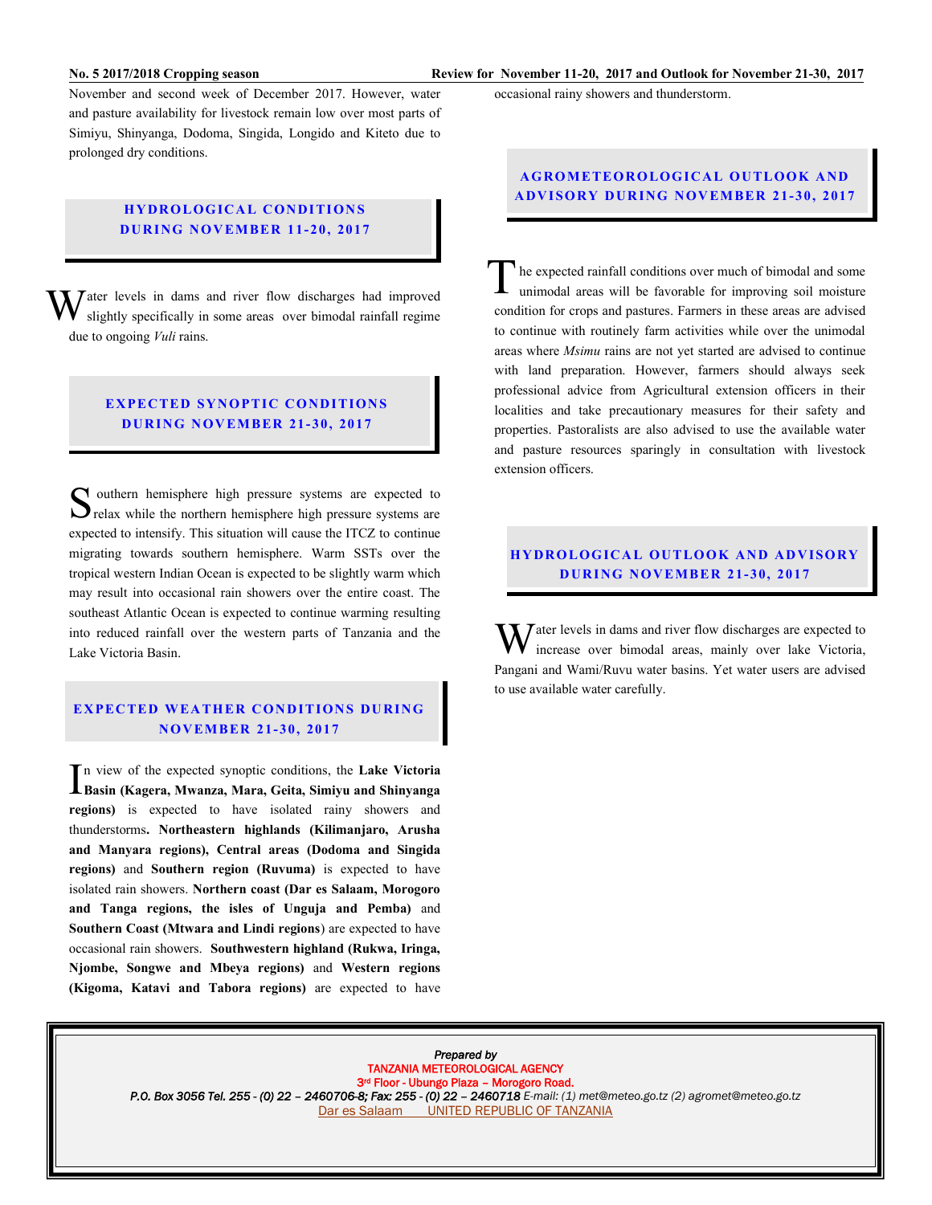November and second week of December 2017. However, water and pasture availability for livestock remain low over most parts of Simiyu, Shinyanga, Dodoma, Singida, Longido and Kiteto due to prolonged dry conditions.

## HYDROLOGICAL CONDITIONS DURING NOVEMBER 11-20, 2017

Water levels in dams and river flow discharges had improved slightly specifically in some areas over bimodal rainfall regime due to ongoing *Vuli* rains.

## EXPECTED SYNOPTIC CONDITIONS DURING NOVEMBER 21-30, 2017

Southern hemisphere high pressure systems are expected to relax while the northern hemisphere high pressure systems are expected to intensify. This situation will cause the ITCZ to continue migrating towards southern hemisphere. Warm SSTs over the tropical western Indian Ocean is expected to be slightly warm which may result into occasional rain showers over the entire coast. The southeast Atlantic Ocean is expected to continue warming resulting into reduced rainfall over the western parts of Tanzania and the Lake Victoria Basin.

## EXPECTED WEATHER CONDITIONS DURING NOVEMBER 21-30, 2017

In view of the expected synoptic conditions, the **Lake Victoria Basin (Kagera, Mwanza, Mara, Geita, Simiyu and Shinyanga regions)** is expected to have isolated rainy showers and thunderstorms**. Northeastern highlands (Kilimanjaro, Arusha and Manyara regions), Central areas (Dodoma and Singida regions)** and **Southern region (Ruvuma)** is expected to have isolated rain showers. **Northern coast (Dar es Salaam, Morogoro and Tanga regions, the isles of Unguja and Pemba)** and **Southern Coast (Mtwara and Lindi regions**) are expected to have occasional rain showers. **Southwestern highland (Rukwa, Iringa, Njombe, Songwe and Mbeya regions)** and **Western regions (Kigoma, Katavi and Tabora regions)** are expected to have occasional rainy showers and thunderstorm.

## AGROMETEOROLOGICAL OUTLOOK AND ADVISORY DURING NOVEMBER 21-30, 2017

The expected rainfall conditions over much of bimodal and some unimodal areas will be favorable for improving soil moisture condition for crops and pastures. Farmers in these areas are advised to continue with routinely farm activities while over the unimodal areas where *Msimu* rains are not yet started are advised to continue with land preparation. However, farmers should always seek professional advice from Agricultural extension officers in their localities and take precautionary measures for their safety and properties. Pastoralists are also advised to use the available water and pasture resources sparingly in consultation with livestock extension officers.

## HYDROLOGICAL OUTLOOK AND ADVISORY DURING NOVEMBER 21-30, 2017

Water levels in dams and river flow discharges are expected to increase over bimodal areas, mainly over lake Victoria, Pangani and Wami/Ruvu water basins. Yet water users are advised to use available water carefully.

*Prepared by*
TANZANIA METEOROLOGICAL AGENCY
3rd Floor - Ubungo Plaza – Morogoro Road.
*P.O. Box 3056 Tel. 255 - (0) 22 – 2460706-8; Fax: 255 - (0) 22 – 2460718 E-mail: (1) met@meteo.go.tz (2) agromet@meteo.go.tz*
Dar es Salaam UNITED REPUBLIC OF TANZANIA